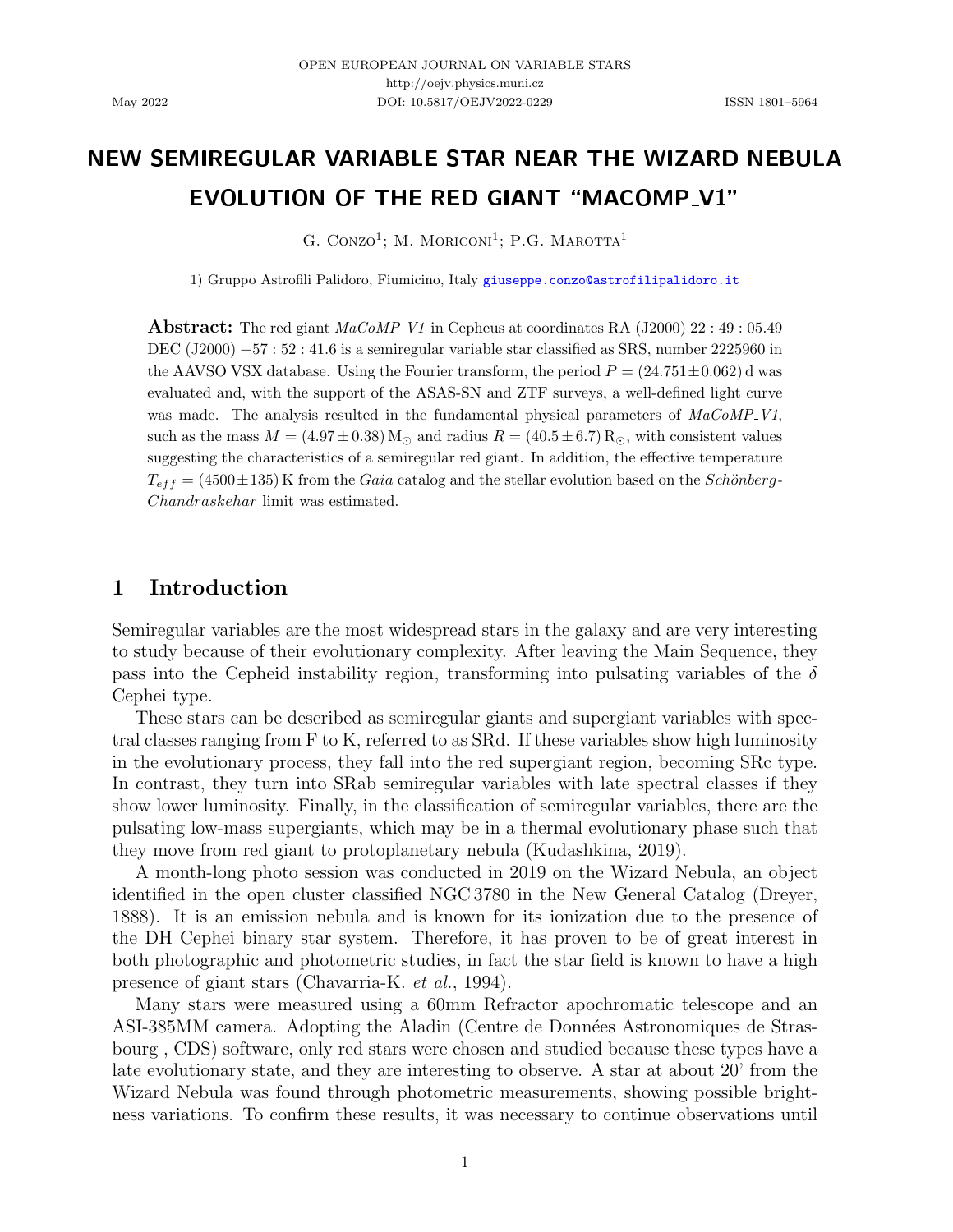# NEW SEMIREGULAR VARIABLE STAR NEAR THE WIZARD NEBULA EVOLUTION OF THE RED GIANT "MACOMP_V1"

G. Conzo[1]; M. Moriconi[1]; P.G. Marotta[1]

1) Gruppo Astrofili Palidoro, Fiumicino, Italy giuseppe.conzo@astrofilipalidoro.it

**Abstract:** The red giant *MaCoMP_V1* in Cepheus at coordinates RA (J2000) 22 : 49 : 05.49 DEC (J2000) +57 : 52 : 41.6 is a semiregular variable star classified as SRS, number 2225960 in the AAVSO VSX database. Using the Fourier transform, the period $P = (24.751 \pm 0.062)$ d was evaluated and, with the support of the ASAS-SN and ZTF surveys, a well-defined light curve was made. The analysis resulted in the fundamental physical parameters of *MaCoMP_V1*, such as the mass $M = (4.97 \pm 0.38)\,\mathrm{M}_{\odot}$ and radius $R = (40.5 \pm 6.7)\,\mathrm{R}_{\odot}$, with consistent values suggesting the characteristics of a semiregular red giant. In addition, the effective temperature $T_{eff} = (4500 \pm 135)$ K from the *Gaia* catalog and the stellar evolution based on the *Schönberg-Chandraskehar* limit was estimated.

## 1 Introduction

Semiregular variables are the most widespread stars in the galaxy and are very interesting to study because of their evolutionary complexity. After leaving the Main Sequence, they pass into the Cepheid instability region, transforming into pulsating variables of the $\delta$ Cephei type.

These stars can be described as semiregular giants and supergiant variables with spectral classes ranging from F to K, referred to as SRd. If these variables show high luminosity in the evolutionary process, they fall into the red supergiant region, becoming SRc type. In contrast, they turn into SRab semiregular variables with late spectral classes if they show lower luminosity. Finally, in the classification of semiregular variables, there are the pulsating low-mass supergiants, which may be in a thermal evolutionary phase such that they move from red giant to protoplanetary nebula (Kudashkina, 2019).

A month-long photo session was conducted in 2019 on the Wizard Nebula, an object identified in the open cluster classified NGC 3780 in the New General Catalog (Dreyer, 1888). It is an emission nebula and is known for its ionization due to the presence of the DH Cephei binary star system. Therefore, it has proven to be of great interest in both photographic and photometric studies, in fact the star field is known to have a high presence of giant stars (Chavarria-K. *et al.*, 1994).

Many stars were measured using a 60mm Refractor apochromatic telescope and an ASI-385MM camera. Adopting the Aladin (Centre de Données Astronomiques de Strasbourg , CDS) software, only red stars were chosen and studied because these types have a late evolutionary state, and they are interesting to observe. A star at about 20' from the Wizard Nebula was found through photometric measurements, showing possible brightness variations. To confirm these results, it was necessary to continue observations until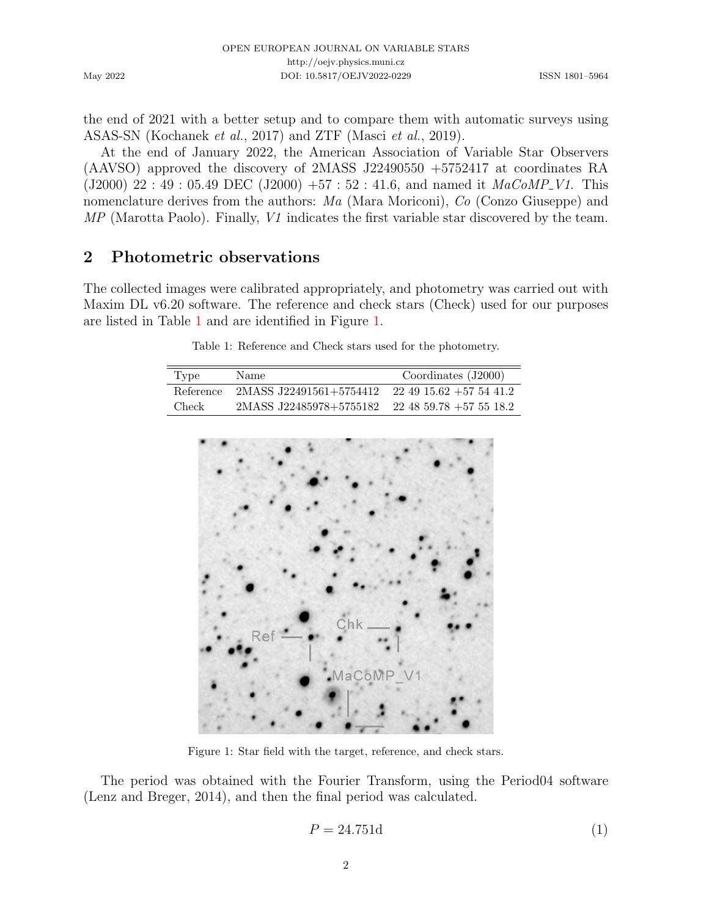the end of 2021 with a better setup and to compare them with automatic surveys using ASAS-SN (Kochanek *et al.*, 2017) and ZTF (Masci *et al.*, 2019).

At the end of January 2022, the American Association of Variable Star Observers (AAVSO) approved the discovery of 2MASS J22490550 +5752417 at coordinates RA (J2000) 22 : 49 : 05.49 DEC (J2000) +57 : 52 : 41.6, and named it *MaCoMP_V1*. This nomenclature derives from the authors: *Ma* (Mara Moriconi), *Co* (Conzo Giuseppe) and *MP* (Marotta Paolo). Finally, *V1* indicates the first variable star discovered by the team.

## 2 Photometric observations

The collected images were calibrated appropriately, and photometry was carried out with Maxim DL v6.20 software. The reference and check stars (Check) used for our purposes are listed in Table 1 and are identified in Figure 1.

Table 1: Reference and Check stars used for the photometry.

| Type | Name | Coordinates (J2000) |
|---|---|---|
| Reference | 2MASS J22491561+5754412 | 22 49 15.62 +57 54 41.2 |
| Check | 2MASS J22485978+5755182 | 22 48 59.78 +57 55 18.2 |

Figure 1: Star field with the target, reference, and check stars.

The period was obtained with the Fourier Transform, using the Period04 software (Lenz and Breger, 2014), and then the final period was calculated.

$$P = 24.751\text{d} \tag{1}$$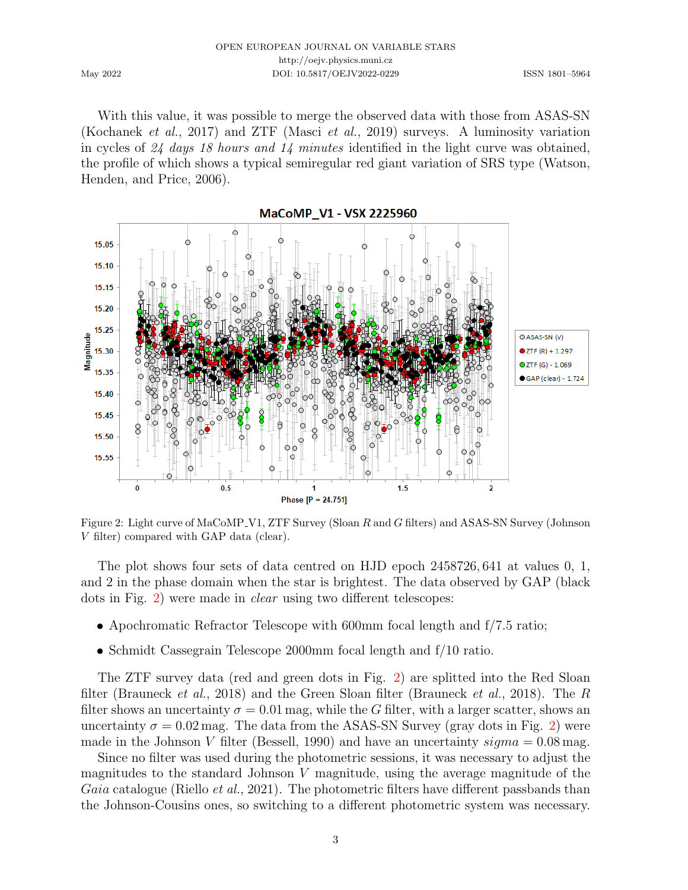With this value, it was possible to merge the observed data with those from ASAS-SN (Kochanek *et al.*, 2017) and ZTF (Masci *et al.*, 2019) surveys. A luminosity variation in cycles of *24 days 18 hours and 14 minutes* identified in the light curve was obtained, the profile of which shows a typical semiregular red giant variation of SRS type (Watson, Henden, and Price, 2006).

Figure 2: Light curve of MaCoMP_V1, ZTF Survey (Sloan $R$ and $G$ filters) and ASAS-SN Survey (Johnson $V$ filter) compared with GAP data (clear).

The plot shows four sets of data centred on HJD epoch 2458726,641 at values 0, 1, and 2 in the phase domain when the star is brightest. The data observed by GAP (black dots in Fig. 2) were made in *clear* using two different telescopes:

- Apochromatic Refractor Telescope with 600mm focal length and f/7.5 ratio;
- Schmidt Cassegrain Telescope 2000mm focal length and f/10 ratio.

The ZTF survey data (red and green dots in Fig. 2) are splitted into the Red Sloan filter (Brauneck *et al.*, 2018) and the Green Sloan filter (Brauneck *et al.*, 2018). The $R$ filter shows an uncertainty $\sigma = 0.01$ mag, while the $G$ filter, with a larger scatter, shows an uncertainty $\sigma = 0.02$ mag. The data from the ASAS-SN Survey (gray dots in Fig. 2) were made in the Johnson $V$ filter (Bessell, 1990) and have an uncertainty *sigma* = 0.08 mag.

Since no filter was used during the photometric sessions, it was necessary to adjust the magnitudes to the standard Johnson $V$ magnitude, using the average magnitude of the *Gaia* catalogue (Riello *et al.*, 2021). The photometric filters have different passbands than the Johnson-Cousins ones, so switching to a different photometric system was necessary.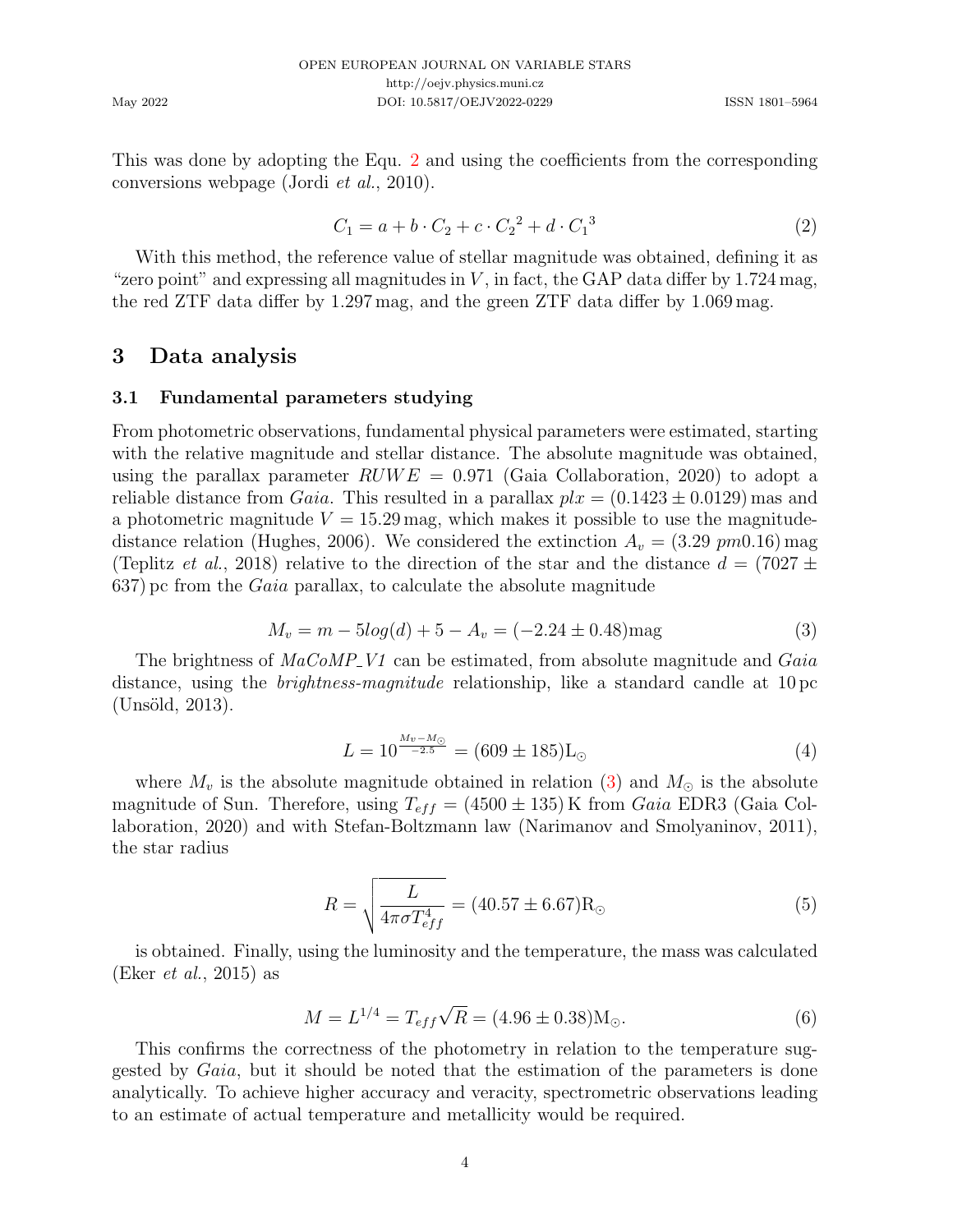This was done by adopting the Equ. 2 and using the coefficients from the corresponding conversions webpage (Jordi *et al.*, 2010).

$$C_1 = a + b \cdot C_2 + c \cdot {C_2}^2 + d \cdot {C_1}^3 \tag{2}$$

With this method, the reference value of stellar magnitude was obtained, defining it as "zero point" and expressing all magnitudes in $V$, in fact, the GAP data differ by 1.724 mag, the red ZTF data differ by 1.297 mag, and the green ZTF data differ by 1.069 mag.

## 3 Data analysis

### 3.1 Fundamental parameters studying

From photometric observations, fundamental physical parameters were estimated, starting with the relative magnitude and stellar distance. The absolute magnitude was obtained, using the parallax parameter $RUWE = 0.971$ (Gaia Collaboration, 2020) to adopt a reliable distance from *Gaia*. This resulted in a parallax $plx = (0.1423 \pm 0.0129)$ mas and a photometric magnitude $V = 15.29$ mag, which makes it possible to use the magnitude-distance relation (Hughes, 2006). We considered the extinction $A_v = (3.29\ pm0.16)$ mag (Teplitz *et al.*, 2018) relative to the direction of the star and the distance $d = (7027 \pm 637)$ pc from the *Gaia* parallax, to calculate the absolute magnitude

$$M_v = m - 5log(d) + 5 - A_v = (-2.24 \pm 0.48)\text{mag} \tag{3}$$

The brightness of *MaCoMP_V1* can be estimated, from absolute magnitude and *Gaia* distance, using the *brightness-magnitude* relationship, like a standard candle at 10 pc (Unsöld, 2013).

$$L = 10^{\frac{M_v - M_\odot}{-2.5}} = (609 \pm 185)\text{L}_\odot \tag{4}$$

where $M_v$ is the absolute magnitude obtained in relation (3) and $M_\odot$ is the absolute magnitude of Sun. Therefore, using $T_{eff} = (4500 \pm 135)$ K from *Gaia* EDR3 (Gaia Collaboration, 2020) and with Stefan-Boltzmann law (Narimanov and Smolyaninov, 2011), the star radius

$$R = \sqrt{\frac{L}{4\pi\sigma T_{eff}^4}} = (40.57 \pm 6.67)\text{R}_\odot \tag{5}$$

is obtained. Finally, using the luminosity and the temperature, the mass was calculated (Eker *et al.*, 2015) as

$$M = L^{1/4} = T_{eff}\sqrt{R} = (4.96 \pm 0.38)\text{M}_\odot. \tag{6}$$

This confirms the correctness of the photometry in relation to the temperature suggested by *Gaia*, but it should be noted that the estimation of the parameters is done analytically. To achieve higher accuracy and veracity, spectrometric observations leading to an estimate of actual temperature and metallicity would be required.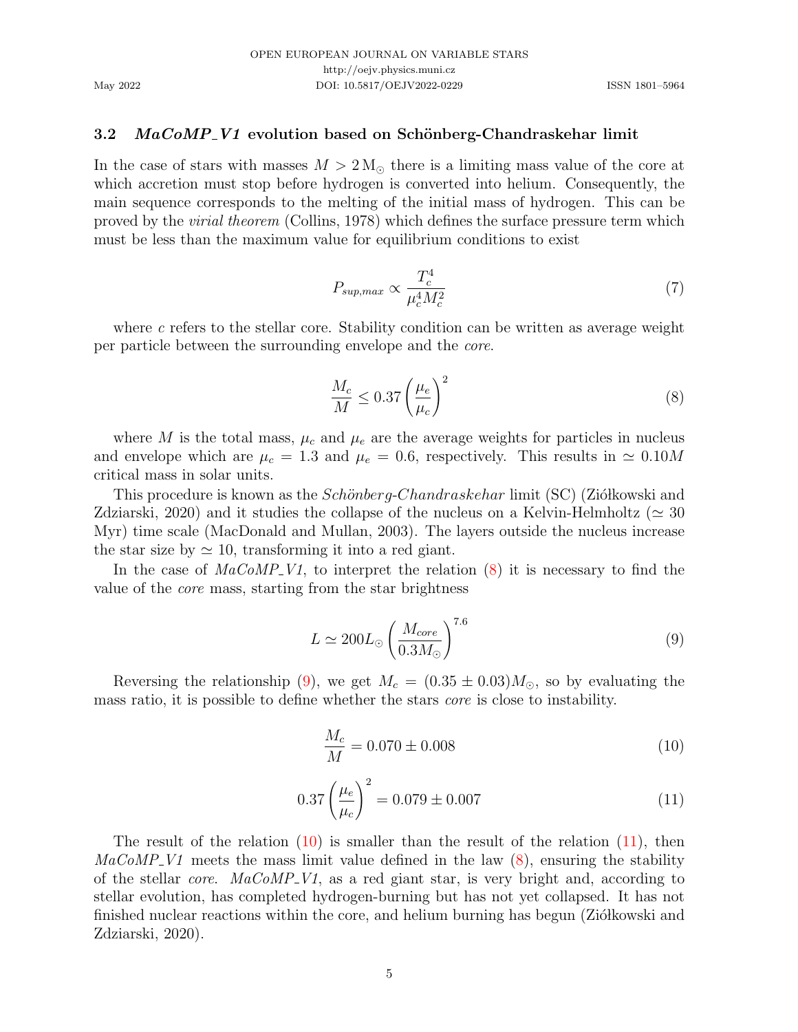### 3.2 *MaCoMP_V1* evolution based on Schönberg-Chandraskehar limit

In the case of stars with masses $M > 2\,\mathrm{M}_{\odot}$ there is a limiting mass value of the core at which accretion must stop before hydrogen is converted into helium. Consequently, the main sequence corresponds to the melting of the initial mass of hydrogen. This can be proved by the *virial theorem* (Collins, 1978) which defines the surface pressure term which must be less than the maximum value for equilibrium conditions to exist

$$P_{sup,max} \propto \frac{T_c^4}{\mu_c^4 M_c^2} \tag{7}$$

where $c$ refers to the stellar core. Stability condition can be written as average weight per particle between the surrounding envelope and the *core*.

$$\frac{M_c}{M} \leq 0.37 \left(\frac{\mu_e}{\mu_c}\right)^2 \tag{8}$$

where $M$ is the total mass, $\mu_c$ and $\mu_e$ are the average weights for particles in nucleus and envelope which are $\mu_c = 1.3$ and $\mu_e = 0.6$, respectively. This results in $\simeq 0.10M$ critical mass in solar units.

This procedure is known as the *Schönberg-Chandraskehar* limit (SC) (Ziółkowski and Zdziarski, 2020) and it studies the collapse of the nucleus on a Kelvin-Helmholtz ($\simeq 30$ Myr) time scale (MacDonald and Mullan, 2003). The layers outside the nucleus increase the star size by $\simeq 10$, transforming it into a red giant.

In the case of *MaCoMP_V1*, to interpret the relation (8) it is necessary to find the value of the *core* mass, starting from the star brightness

$$L \simeq 200 L_{\odot} \left(\frac{M_{core}}{0.3 M_{\odot}}\right)^{7.6} \tag{9}$$

Reversing the relationship (9), we get $M_c = (0.35 \pm 0.03) M_{\odot}$, so by evaluating the mass ratio, it is possible to define whether the stars *core* is close to instability.

$$\frac{M_c}{M} = 0.070 \pm 0.008 \tag{10}$$

$$0.37 \left(\frac{\mu_e}{\mu_c}\right)^2 = 0.079 \pm 0.007 \tag{11}$$

The result of the relation (10) is smaller than the result of the relation (11), then *MaCoMP_V1* meets the mass limit value defined in the law (8), ensuring the stability of the stellar *core*. *MaCoMP_V1*, as a red giant star, is very bright and, according to stellar evolution, has completed hydrogen-burning but has not yet collapsed. It has not finished nuclear reactions within the core, and helium burning has begun (Ziółkowski and Zdziarski, 2020).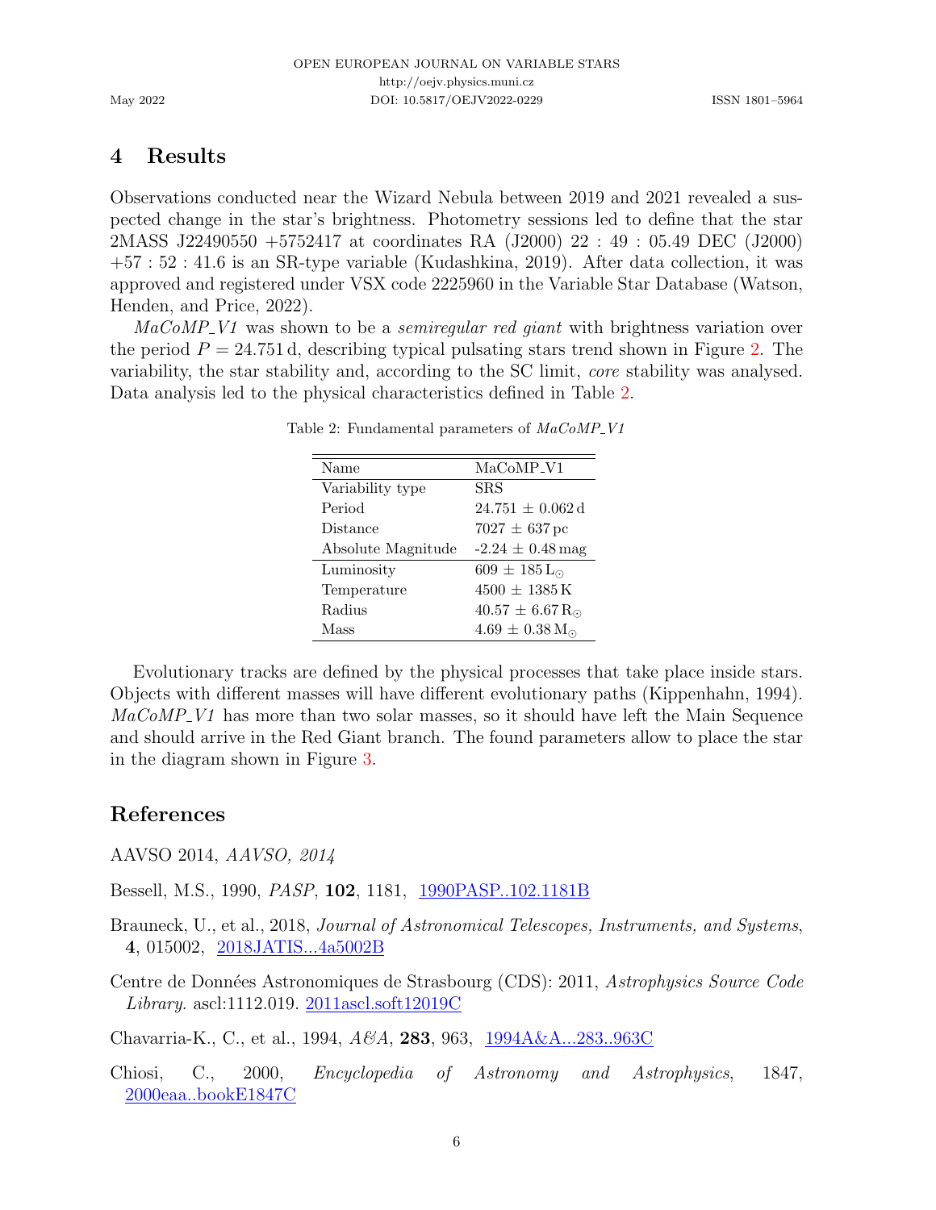## 4 Results

Observations conducted near the Wizard Nebula between 2019 and 2021 revealed a suspected change in the star's brightness. Photometry sessions led to define that the star 2MASS J22490550 +5752417 at coordinates RA (J2000) 22 : 49 : 05.49 DEC (J2000) +57 : 52 : 41.6 is an SR-type variable (Kudashkina, 2019). After data collection, it was approved and registered under VSX code 2225960 in the Variable Star Database (Watson, Henden, and Price, 2022).

*MaCoMP_V1* was shown to be a *semiregular red giant* with brightness variation over the period $P = 24.751$ d, describing typical pulsating stars trend shown in Figure 2. The variability, the star stability and, according to the SC limit, *core* stability was analysed. Data analysis led to the physical characteristics defined in Table 2.

Table 2: Fundamental parameters of *MaCoMP_V1*

| Name | MaCoMP_V1 |
|---|---|
| Variability type | SRS |
| Period | $24.751 \pm 0.062$ d |
| Distance | $7027 \pm 637$ pc |
| Absolute Magnitude | $-2.24 \pm 0.48$ mag |
| Luminosity | $609 \pm 185\,L_{\odot}$ |
| Temperature | $4500 \pm 1385$ K |
| Radius | $40.57 \pm 6.67\,R_{\odot}$ |
| Mass | $4.69 \pm 0.38\,M_{\odot}$ |

Evolutionary tracks are defined by the physical processes that take place inside stars. Objects with different masses will have different evolutionary paths (Kippenhahn, 1994). *MaCoMP_V1* has more than two solar masses, so it should have left the Main Sequence and should arrive in the Red Giant branch. The found parameters allow to place the star in the diagram shown in Figure 3.

## References

AAVSO 2014, *AAVSO, 2014*

Bessell, M.S., 1990, *PASP*, **102**, 1181, 1990PASP..102.1181B

Brauneck, U., et al., 2018, *Journal of Astronomical Telescopes, Instruments, and Systems*, **4**, 015002, 2018JATIS...4a5002B

Centre de Données Astronomiques de Strasbourg (CDS): 2011, *Astrophysics Source Code Library*. ascl:1112.019. 2011ascl.soft12019C

Chavarria-K., C., et al., 1994, *A&A*, **283**, 963, 1994A&A...283..963C

Chiosi, C., 2000, *Encyclopedia of Astronomy and Astrophysics*, 1847, 2000eaa..bookE1847C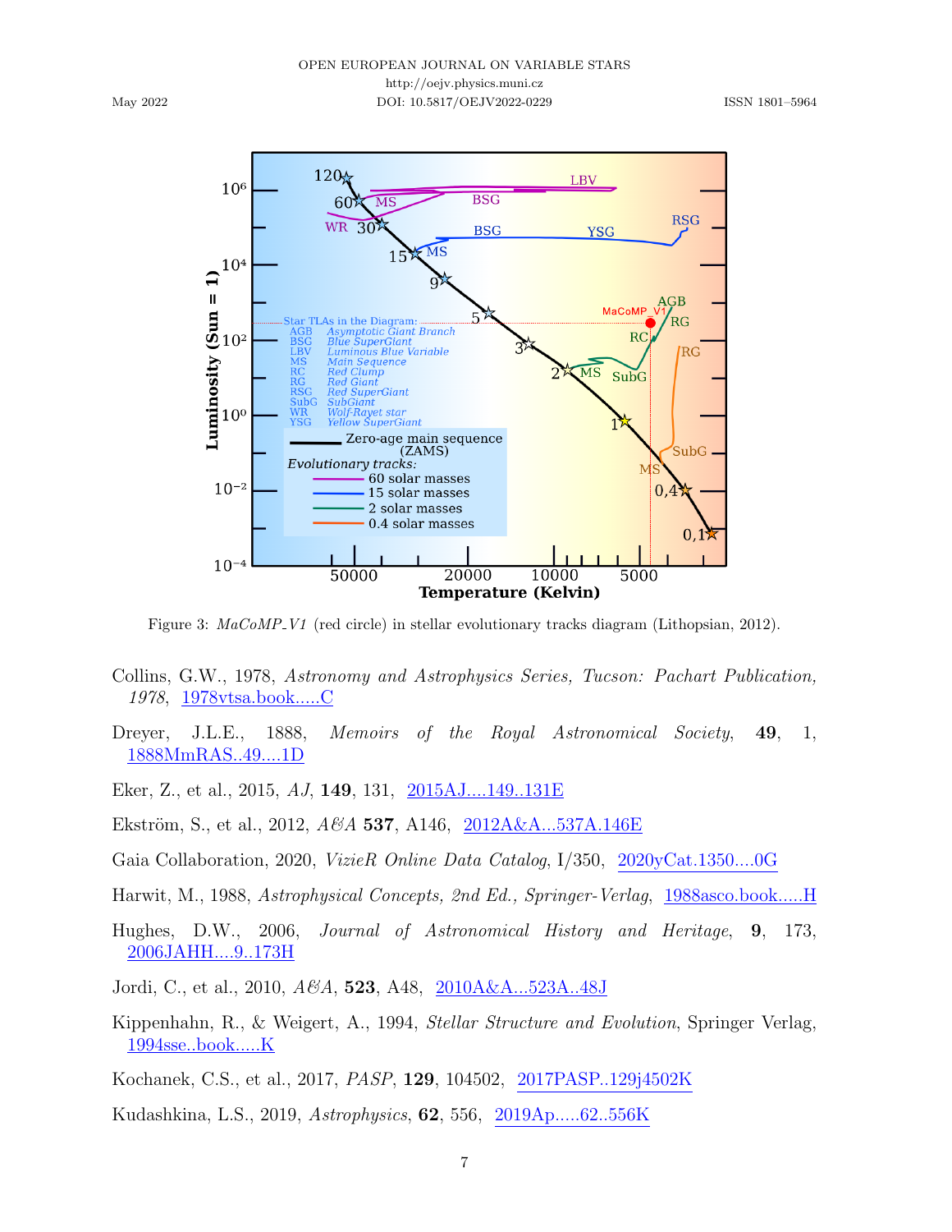Figure 3: *MaCoMP_V1* (red circle) in stellar evolutionary tracks diagram (Lithopsian, 2012).

Collins, G.W., 1978, *Astronomy and Astrophysics Series, Tucson: Pachart Publication, 1978*, 1978vtsa.book.....C

Dreyer, J.L.E., 1888, *Memoirs of the Royal Astronomical Society*, **49**, 1, 1888MmRAS..49....1D

Eker, Z., et al., 2015, *AJ*, **149**, 131, 2015AJ....149..131E

Ekström, S., et al., 2012, *A&A* **537**, A146, 2012A&A...537A.146E

Gaia Collaboration, 2020, *VizieR Online Data Catalog*, I/350, 2020yCat.1350....0G

Harwit, M., 1988, *Astrophysical Concepts, 2nd Ed., Springer-Verlag*, 1988asco.book.....H

Hughes, D.W., 2006, *Journal of Astronomical History and Heritage*, **9**, 173, 2006JAHH....9..173H

Jordi, C., et al., 2010, *A&A*, **523**, A48, 2010A&A...523A..48J

Kippenhahn, R., & Weigert, A., 1994, *Stellar Structure and Evolution*, Springer Verlag, 1994sse..book.....K

Kochanek, C.S., et al., 2017, *PASP*, **129**, 104502, 2017PASP..129j4502K

Kudashkina, L.S., 2019, *Astrophysics*, **62**, 556, 2019Ap.....62..556K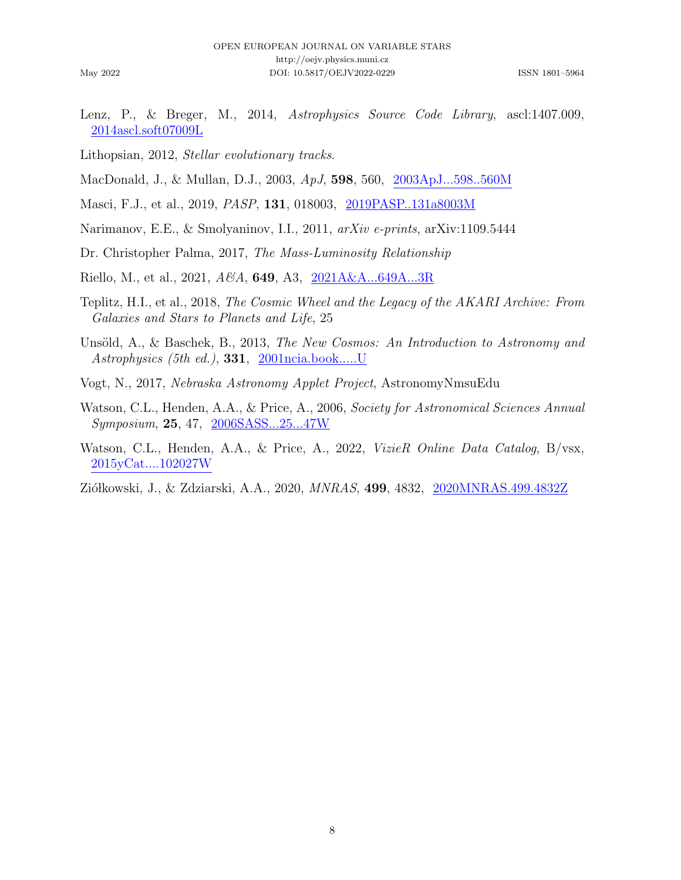Lenz, P., & Breger, M., 2014, *Astrophysics Source Code Library*, ascl:1407.009, 2014ascl.soft07009L

Lithopsian, 2012, *Stellar evolutionary tracks*.

MacDonald, J., & Mullan, D.J., 2003, *ApJ*, **598**, 560, 2003ApJ...598..560M

Masci, F.J., et al., 2019, *PASP*, **131**, 018003, 2019PASP..131a8003M

Narimanov, E.E., & Smolyaninov, I.I., 2011, *arXiv e-prints*, arXiv:1109.5444

Dr. Christopher Palma, 2017, *The Mass-Luminosity Relationship*

Riello, M., et al., 2021, *A&A*, **649**, A3, 2021A&A...649A...3R

Teplitz, H.I., et al., 2018, *The Cosmic Wheel and the Legacy of the AKARI Archive: From Galaxies and Stars to Planets and Life*, 25

Unsöld, A., & Baschek, B., 2013, *The New Cosmos: An Introduction to Astronomy and Astrophysics (5th ed.)*, **331**, 2001ncia.book.....U

Vogt, N., 2017, *Nebraska Astronomy Applet Project*, AstronomyNmsuEdu

Watson, C.L., Henden, A.A., & Price, A., 2006, *Society for Astronomical Sciences Annual Symposium*, **25**, 47, 2006SASS...25...47W

Watson, C.L., Henden, A.A., & Price, A., 2022, *VizieR Online Data Catalog*, B/vsx, 2015yCat....102027W

Ziółkowski, J., & Zdziarski, A.A., 2020, *MNRAS*, **499**, 4832, 2020MNRAS.499.4832Z